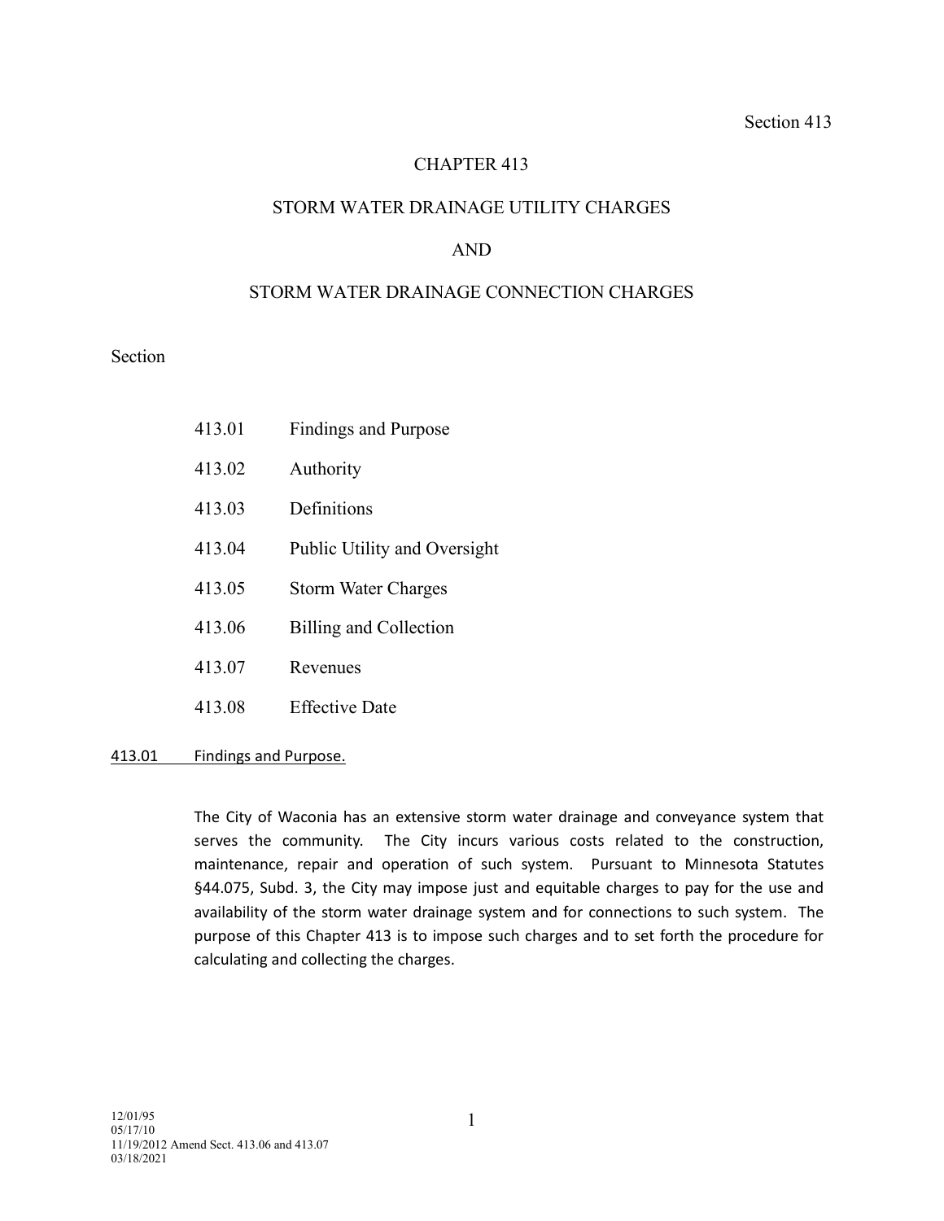# CHAPTER 413

## STORM WATER DRAINAGE UTILITY CHARGES

## AND

## STORM WATER DRAINAGE CONNECTION CHARGES

Section

| | |
|---|---|
| 413.01 | Findings and Purpose |
| 413.02 | Authority |
| 413.03 | Definitions |
| 413.04 | Public Utility and Oversight |
| 413.05 | Storm Water Charges |
| 413.06 | Billing and Collection |
| 413.07 | Revenues |
| 413.08 | Effective Date |

### 413.01 Findings and Purpose.

The City of Waconia has an extensive storm water drainage and conveyance system that serves the community. The City incurs various costs related to the construction, maintenance, repair and operation of such system. Pursuant to Minnesota Statutes §44.075, Subd. 3, the City may impose just and equitable charges to pay for the use and availability of the storm water drainage system and for connections to such system. The purpose of this Chapter 413 is to impose such charges and to set forth the procedure for calculating and collecting the charges.

12/01/95
05/17/10
11/19/2012 Amend Sect. 413.06 and 413.07
03/18/2021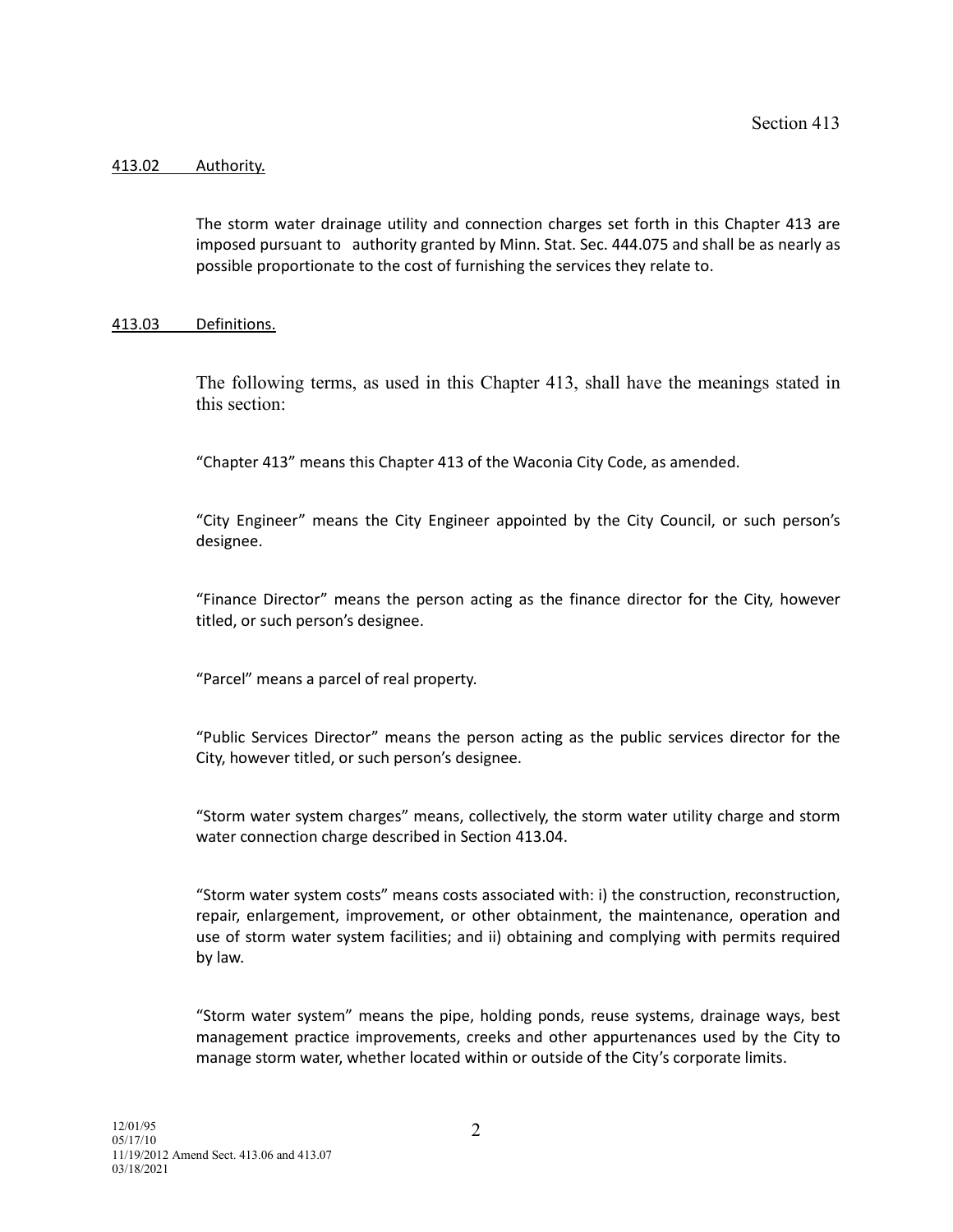### 413.02 Authority.

The storm water drainage utility and connection charges set forth in this Chapter 413 are imposed pursuant to authority granted by Minn. Stat. Sec. 444.075 and shall be as nearly as possible proportionate to the cost of furnishing the services they relate to.

### 413.03 Definitions.

The following terms, as used in this Chapter 413, shall have the meanings stated in this section:

"Chapter 413" means this Chapter 413 of the Waconia City Code, as amended.

"City Engineer" means the City Engineer appointed by the City Council, or such person's designee.

"Finance Director" means the person acting as the finance director for the City, however titled, or such person's designee.

"Parcel" means a parcel of real property.

"Public Services Director" means the person acting as the public services director for the City, however titled, or such person's designee.

"Storm water system charges" means, collectively, the storm water utility charge and storm water connection charge described in Section 413.04.

"Storm water system costs" means costs associated with: i) the construction, reconstruction, repair, enlargement, improvement, or other obtainment, the maintenance, operation and use of storm water system facilities; and ii) obtaining and complying with permits required by law.

"Storm water system" means the pipe, holding ponds, reuse systems, drainage ways, best management practice improvements, creeks and other appurtenances used by the City to manage storm water, whether located within or outside of the City's corporate limits.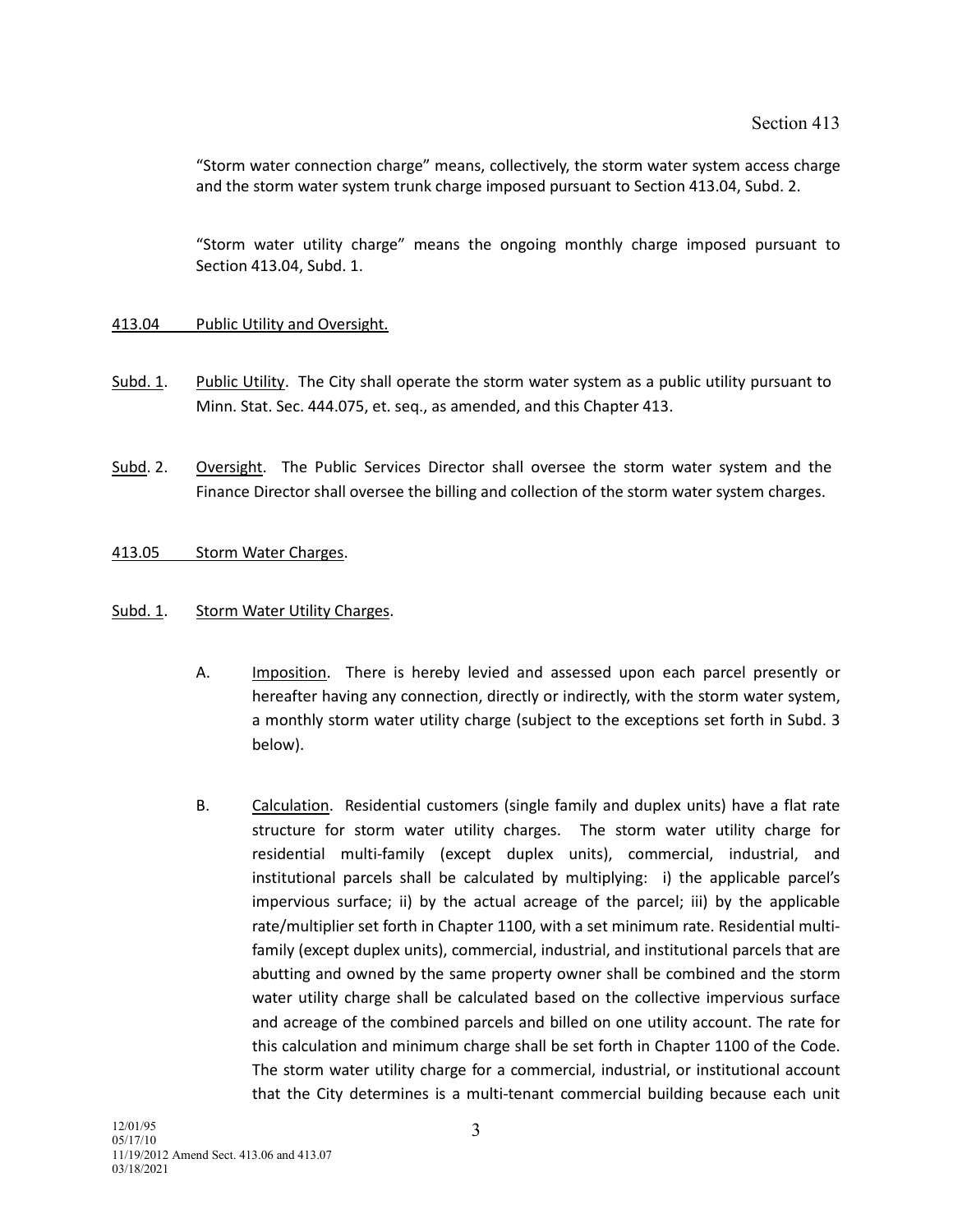"Storm water connection charge" means, collectively, the storm water system access charge and the storm water system trunk charge imposed pursuant to Section 413.04, Subd. 2.

"Storm water utility charge" means the ongoing monthly charge imposed pursuant to Section 413.04, Subd. 1.

## 413.04 Public Utility and Oversight.

Subd. 1. Public Utility. The City shall operate the storm water system as a public utility pursuant to Minn. Stat. Sec. 444.075, et. seq., as amended, and this Chapter 413.

Subd. 2. Oversight. The Public Services Director shall oversee the storm water system and the Finance Director shall oversee the billing and collection of the storm water system charges.

## 413.05 Storm Water Charges.

Subd. 1. Storm Water Utility Charges.

A. Imposition. There is hereby levied and assessed upon each parcel presently or hereafter having any connection, directly or indirectly, with the storm water system, a monthly storm water utility charge (subject to the exceptions set forth in Subd. 3 below).

B. Calculation. Residential customers (single family and duplex units) have a flat rate structure for storm water utility charges. The storm water utility charge for residential multi-family (except duplex units), commercial, industrial, and institutional parcels shall be calculated by multiplying: i) the applicable parcel's impervious surface; ii) by the actual acreage of the parcel; iii) by the applicable rate/multiplier set forth in Chapter 1100, with a set minimum rate. Residential multi-family (except duplex units), commercial, industrial, and institutional parcels that are abutting and owned by the same property owner shall be combined and the storm water utility charge shall be calculated based on the collective impervious surface and acreage of the combined parcels and billed on one utility account. The rate for this calculation and minimum charge shall be set forth in Chapter 1100 of the Code. The storm water utility charge for a commercial, industrial, or institutional account that the City determines is a multi-tenant commercial building because each unit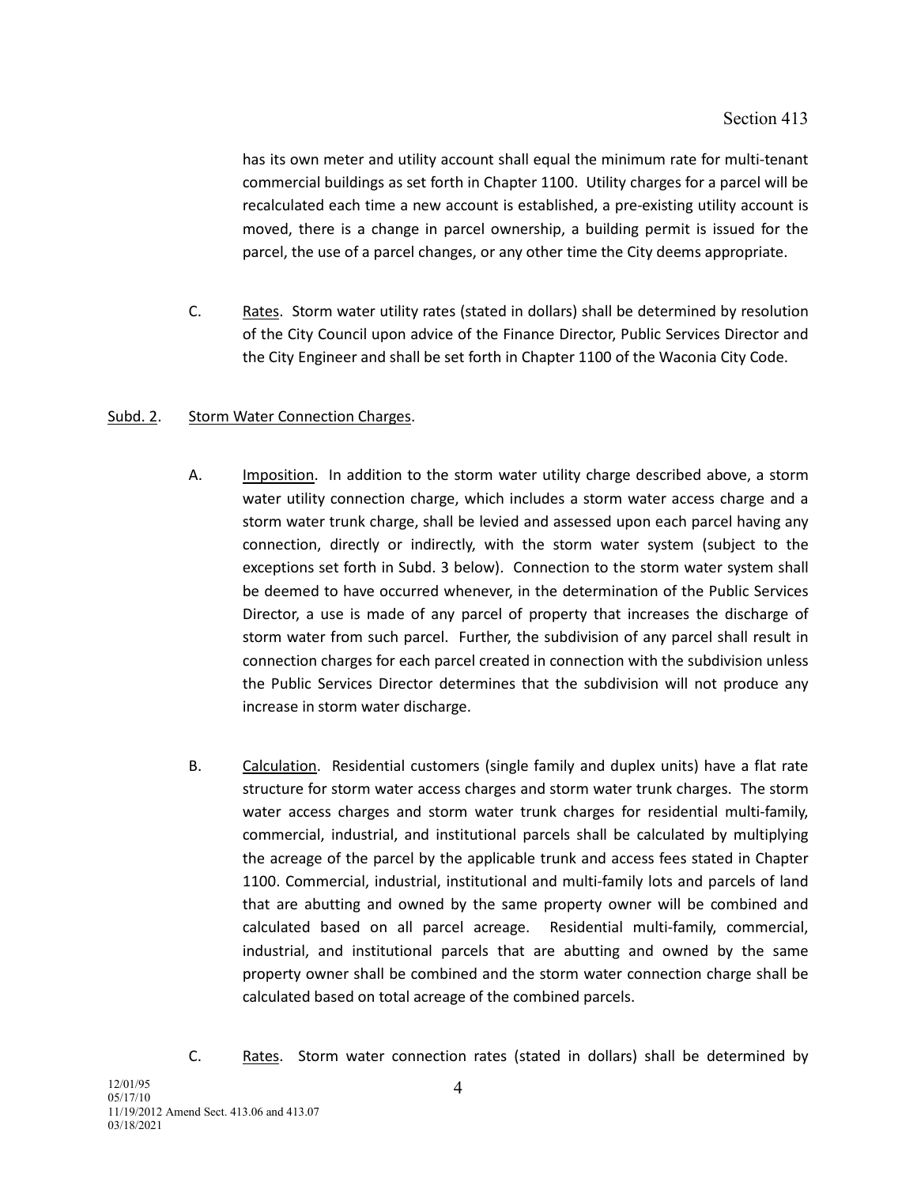has its own meter and utility account shall equal the minimum rate for multi-tenant commercial buildings as set forth in Chapter 1100. Utility charges for a parcel will be recalculated each time a new account is established, a pre-existing utility account is moved, there is a change in parcel ownership, a building permit is issued for the parcel, the use of a parcel changes, or any other time the City deems appropriate.

C. Rates. Storm water utility rates (stated in dollars) shall be determined by resolution of the City Council upon advice of the Finance Director, Public Services Director and the City Engineer and shall be set forth in Chapter 1100 of the Waconia City Code.

Subd. 2. Storm Water Connection Charges.

A. Imposition. In addition to the storm water utility charge described above, a storm water utility connection charge, which includes a storm water access charge and a storm water trunk charge, shall be levied and assessed upon each parcel having any connection, directly or indirectly, with the storm water system (subject to the exceptions set forth in Subd. 3 below). Connection to the storm water system shall be deemed to have occurred whenever, in the determination of the Public Services Director, a use is made of any parcel of property that increases the discharge of storm water from such parcel. Further, the subdivision of any parcel shall result in connection charges for each parcel created in connection with the subdivision unless the Public Services Director determines that the subdivision will not produce any increase in storm water discharge.

B. Calculation. Residential customers (single family and duplex units) have a flat rate structure for storm water access charges and storm water trunk charges. The storm water access charges and storm water trunk charges for residential multi-family, commercial, industrial, and institutional parcels shall be calculated by multiplying the acreage of the parcel by the applicable trunk and access fees stated in Chapter 1100. Commercial, industrial, institutional and multi-family lots and parcels of land that are abutting and owned by the same property owner will be combined and calculated based on all parcel acreage. Residential multi-family, commercial, industrial, and institutional parcels that are abutting and owned by the same property owner shall be combined and the storm water connection charge shall be calculated based on total acreage of the combined parcels.

C. Rates. Storm water connection rates (stated in dollars) shall be determined by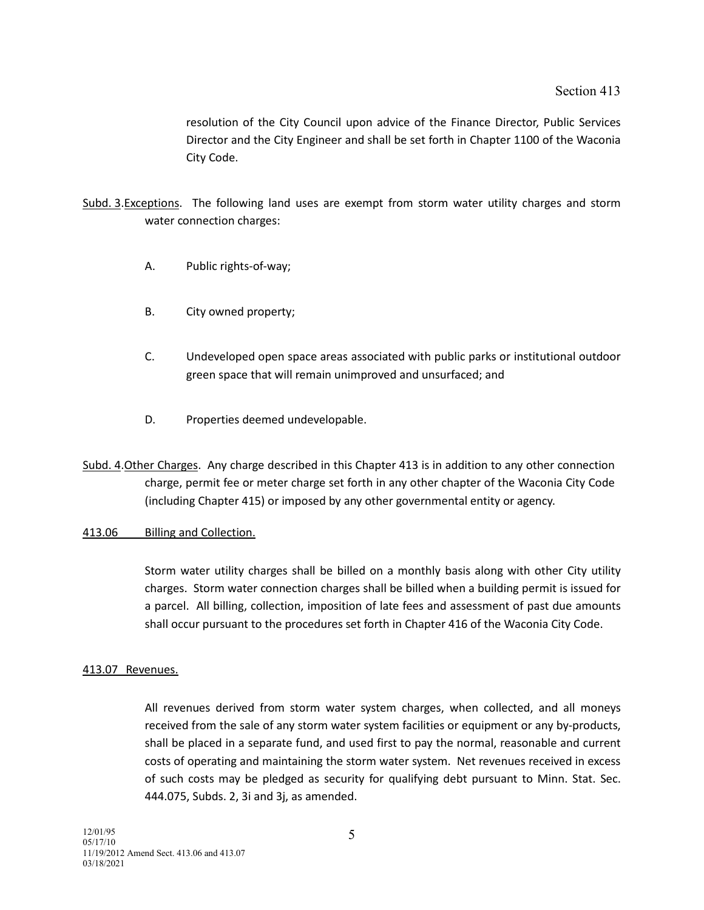resolution of the City Council upon advice of the Finance Director, Public Services Director and the City Engineer and shall be set forth in Chapter 1100 of the Waconia City Code.

Subd. 3. Exceptions. The following land uses are exempt from storm water utility charges and storm water connection charges:

A. Public rights-of-way;

B. City owned property;

C. Undeveloped open space areas associated with public parks or institutional outdoor green space that will remain unimproved and unsurfaced; and

D. Properties deemed undevelopable.

Subd. 4. Other Charges. Any charge described in this Chapter 413 is in addition to any other connection charge, permit fee or meter charge set forth in any other chapter of the Waconia City Code (including Chapter 415) or imposed by any other governmental entity or agency.

## 413.06 Billing and Collection.

Storm water utility charges shall be billed on a monthly basis along with other City utility charges. Storm water connection charges shall be billed when a building permit is issued for a parcel. All billing, collection, imposition of late fees and assessment of past due amounts shall occur pursuant to the procedures set forth in Chapter 416 of the Waconia City Code.

## 413.07 Revenues.

All revenues derived from storm water system charges, when collected, and all moneys received from the sale of any storm water system facilities or equipment or any by-products, shall be placed in a separate fund, and used first to pay the normal, reasonable and current costs of operating and maintaining the storm water system. Net revenues received in excess of such costs may be pledged as security for qualifying debt pursuant to Minn. Stat. Sec. 444.075, Subds. 2, 3i and 3j, as amended.

12/01/95
05/17/10
11/19/2012 Amend Sect. 413.06 and 413.07
03/18/2021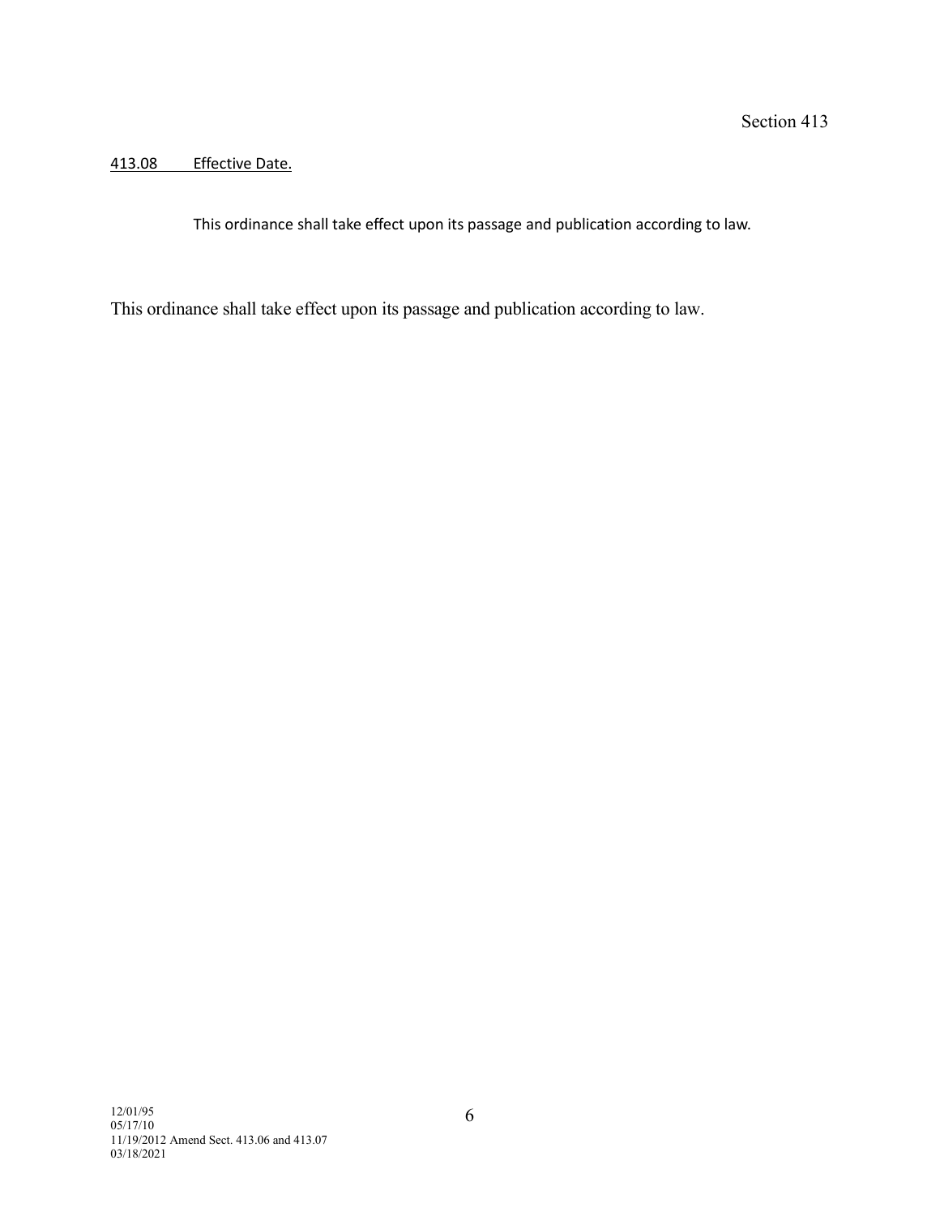413.08 Effective Date.

This ordinance shall take effect upon its passage and publication according to law.

This ordinance shall take effect upon its passage and publication according to law.

12/01/95
05/17/10
11/19/2012 Amend Sect. 413.06 and 413.07
03/18/2021